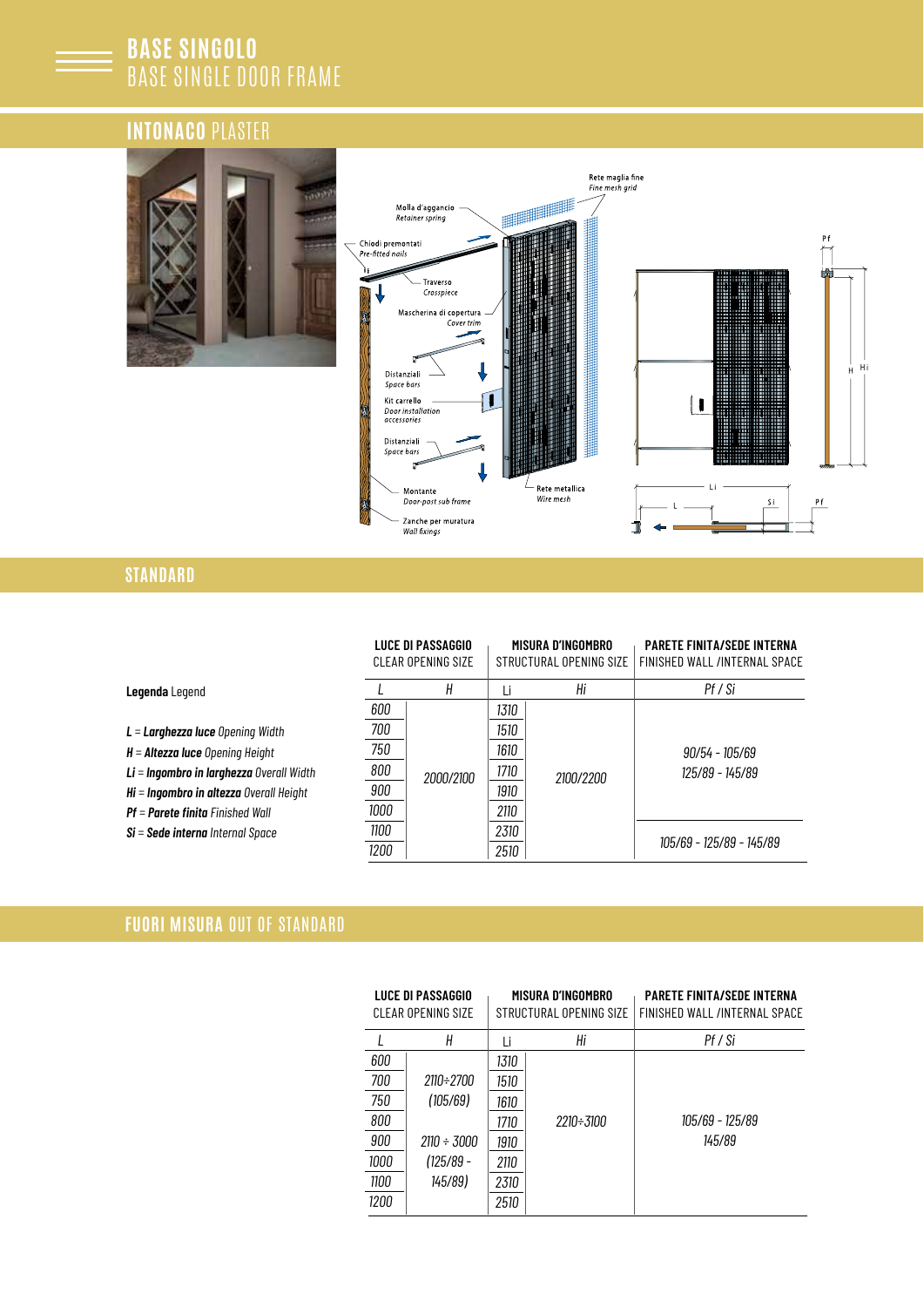# BASE SINGOLO
# BASE SINGLE DOOR FRAME

## INTONACO PLASTER

Rete maglia fine
*Fine mesh grid*

Molla d'aggancio
*Retainer spring*

Chiodi premontati
*Pre-fitted nails*

Traverso
*Crosspiece*

Mascherina di copertura
*Cover trim*

Distanziali
*Space bars*

Kit carrello
*Door installation accessories*

Distanziali
*Space bars*

Montante
*Door-post sub frame*

Rete metallica
*Wire mesh*

Zanche per muratura
*Wall fixings*

## STANDARD

**Legenda** Legend

***L*** = ***Larghezza luce*** *Opening Width*
***H*** = ***Altezza luce*** *Opening Height*
***Li*** = ***Ingombro in larghezza*** *Overall Width*
***Hi*** = ***Ingombro in altezza*** *Overall Height*
***Pf*** = ***Parete finita*** *Finished Wall*
***Si*** = ***Sede interna*** *Internal Space*

| **LUCE DI PASSAGGIO** CLEAR OPENING SIZE | | **MISURA D'INGOMBRO** STRUCTURAL OPENING SIZE | | **PARETE FINITA/SEDE INTERNA** FINISHED WALL /INTERNAL SPACE |
|---|---|---|---|---|
| *L* | *H* | *Li* | *Hi* | *Pf / Si* |
| *600* | *2000/2100* | *1310* | *2100/2200* | *90/54 - 105/69* *125/89 - 145/89* |
| *700* | | *1510* | | |
| *750* | | *1610* | | |
| *800* | | *1710* | | |
| *900* | | *1910* | | |
| *1000* | | *2110* | | |
| *1100* | | *2310* | | *105/69 - 125/89 - 145/89* |
| *1200* | | *2510* | | |

## FUORI MISURA OUT OF STANDARD

| **LUCE DI PASSAGGIO** CLEAR OPENING SIZE | | **MISURA D'INGOMBRO** STRUCTURAL OPENING SIZE | | **PARETE FINITA/SEDE INTERNA** FINISHED WALL /INTERNAL SPACE |
|---|---|---|---|---|
| *L* | *H* | *Li* | *Hi* | *Pf / Si* |
| *600* | *2110÷2700* *(105/69)* *2110 ÷ 3000* *(125/89 - 145/89)* | *1310* | *2210÷3100* | *105/69 - 125/89* *145/89* |
| *700* | | *1510* | | |
| *750* | | *1610* | | |
| *800* | | *1710* | | |
| *900* | | *1910* | | |
| *1000* | | *2110* | | |
| *1100* | | *2310* | | |
| *1200* | | *2510* | | |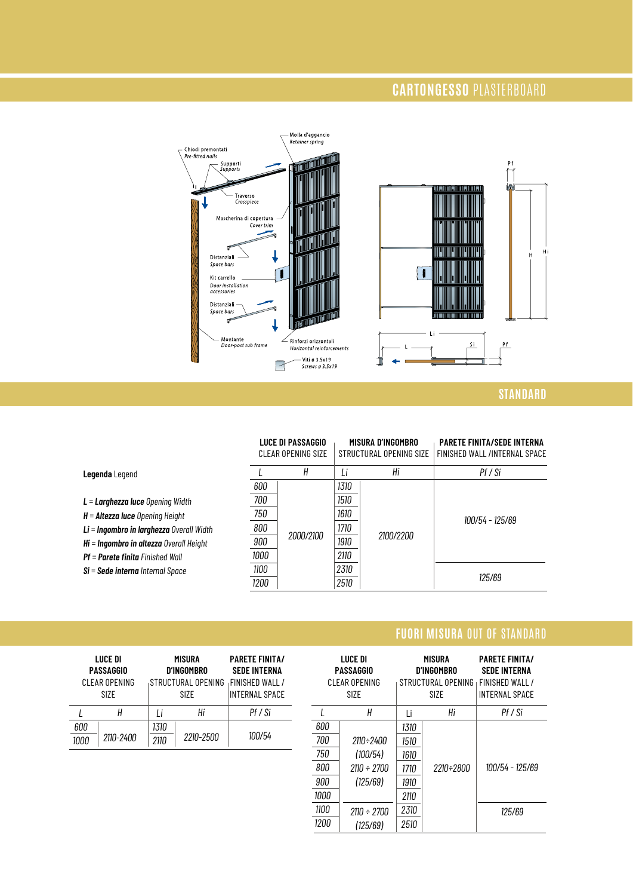## **CARTONGESSO** PLASTERBOARD

Molla d'aggancio
*Retainer spring*

Chiodi premontati
*Pre-fitted nails*

Supporti
*Supports*

Traverso
*Crosspiece*

Mascherina di copertura
*Cover trim*

Distanziali
*Space bars*

Kit carrello
*Door installation accessories*

Distanziali
*Space bars*

Montante
*Door-post sub frame*

Rinforzi orizzontali
*Horizontal reinforcements*

Viti ø 3.5x19
*Screws ø 3.5x19*

Pf
H
Hi
Li
L
Si
Pf

## STANDARD

**Legenda** Legend

- ***L*** = ***Larghezza luce*** *Opening Width*
- ***H*** = ***Altezza luce*** *Opening Height*
- ***Li*** = ***Ingombro in larghezza*** *Overall Width*
- ***Hi*** = ***Ingombro in altezza*** *Overall Height*
- ***Pf*** = ***Parete finita*** *Finished Wall*
- ***Si*** = ***Sede interna*** *Internal Space*

| **LUCE DI PASSAGGIO** CLEAR OPENING SIZE | | **MISURA D'INGOMBRO** STRUCTURAL OPENING SIZE | | **PARETE FINITA/SEDE INTERNA** FINISHED WALL /INTERNAL SPACE |
|---|---|---|---|---|
| *L* | *H* | *Li* | *Hi* | *Pf / Si* |
| *600* | *2000/2100* | *1310* | *2100/2200* | *100/54 - 125/69* |
| *700* | | *1510* | | |
| *750* | | *1610* | | |
| *800* | | *1710* | | |
| *900* | | *1910* | | |
| *1000* | | *2110* | | |
| *1100* | | *2310* | | *125/69* |
| *1200* | | *2510* | | |

## **FUORI MISURA** OUT OF STANDARD

| **LUCE DI PASSAGGIO** CLEAR OPENING SIZE | | **MISURA D'INGOMBRO** STRUCTURAL OPENING SIZE | | **PARETE FINITA/ SEDE INTERNA** FINISHED WALL / INTERNAL SPACE |
|---|---|---|---|---|
| *L* | *H* | *Li* | *Hi* | *Pf / Si* |
| *600* | *2110-2400* | *1310* | *2210-2500* | *100/54* |
| *1000* | | *2110* | | |

| **LUCE DI PASSAGGIO** CLEAR OPENING SIZE | | **MISURA D'INGOMBRO** STRUCTURAL OPENING SIZE | | **PARETE FINITA/ SEDE INTERNA** FINISHED WALL / INTERNAL SPACE |
|---|---|---|---|---|
| *L* | *H* | *Li* | *Hi* | *Pf / Si* |
| *600* | *2110÷2400 (100/54) 2110 ÷ 2700 (125/69)* | *1310* | *2210÷2800* | *100/54 - 125/69* |
| *700* | | *1510* | | |
| *750* | | *1610* | | |
| *800* | | *1710* | | |
| *900* | | *1910* | | |
| *1000* | | *2110* | | |
| *1100* | *2110 ÷ 2700 (125/69)* | *2310* | | *125/69* |
| *1200* | | *2510* | | |